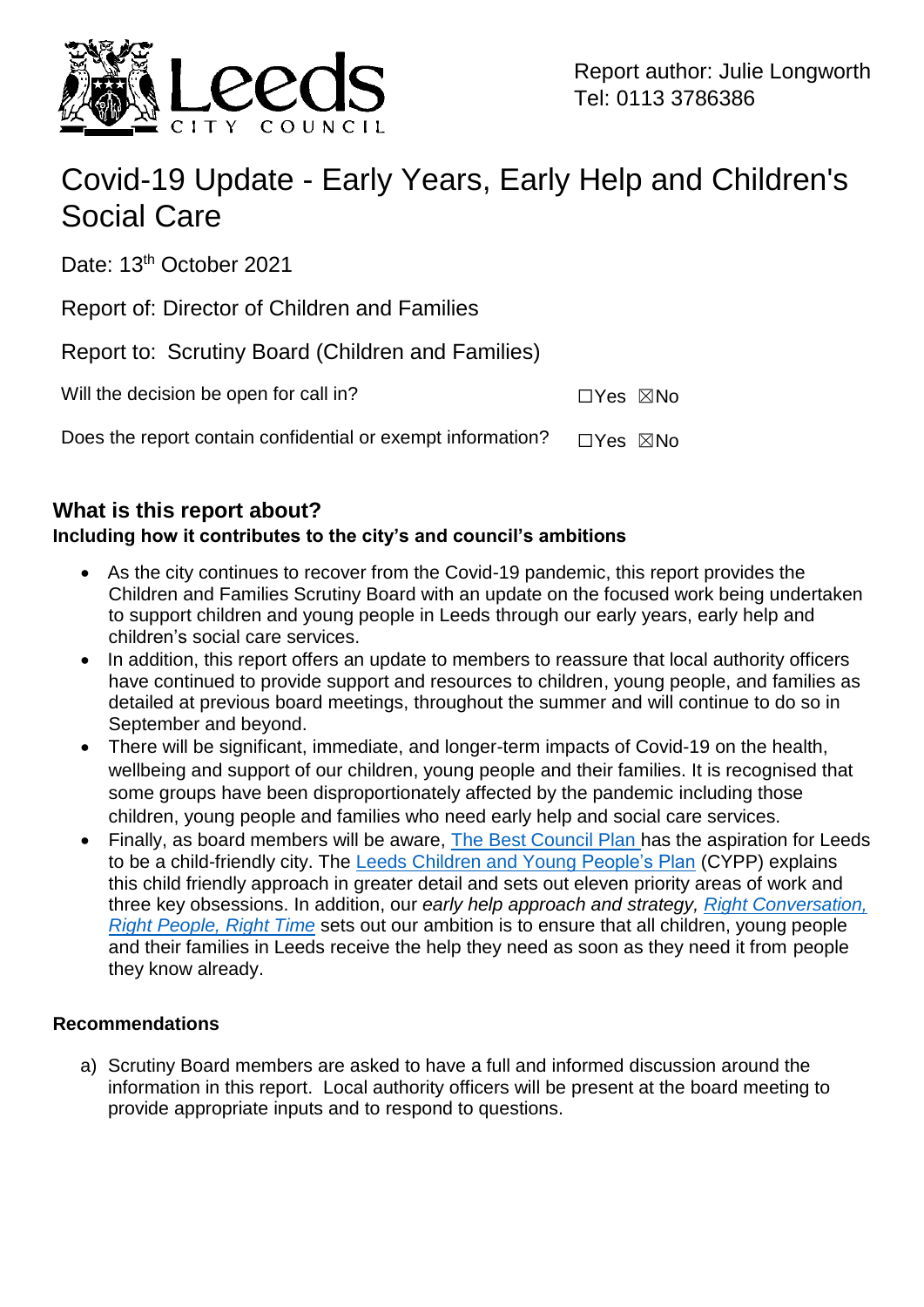Report author: Julie Longworth
Tel: 0113 3786386

# Covid-19 Update - Early Years, Early Help and Children's Social Care

Date: 13th October 2021

Report of: Director of Children and Families

Report to: Scrutiny Board (Children and Families)

Will the decision be open for call in? ☐Yes ☒No

Does the report contain confidential or exempt information? ☐Yes ☒No

## What is this report about?

**Including how it contributes to the city's and council's ambitions**

- As the city continues to recover from the Covid-19 pandemic, this report provides the Children and Families Scrutiny Board with an update on the focused work being undertaken to support children and young people in Leeds through our early years, early help and children's social care services.
- In addition, this report offers an update to members to reassure that local authority officers have continued to provide support and resources to children, young people, and families as detailed at previous board meetings, throughout the summer and will continue to do so in September and beyond.
- There will be significant, immediate, and longer-term impacts of Covid-19 on the health, wellbeing and support of our children, young people and their families. It is recognised that some groups have been disproportionately affected by the pandemic including those children, young people and families who need early help and social care services.
- Finally, as board members will be aware, The Best Council Plan has the aspiration for Leeds to be a child-friendly city. The Leeds Children and Young People's Plan (CYPP) explains this child friendly approach in greater detail and sets out eleven priority areas of work and three key obsessions. In addition, our *early help approach and strategy, Right Conversation, Right People, Right Time* sets out our ambition is to ensure that all children, young people and their families in Leeds receive the help they need as soon as they need it from people they know already.

**Recommendations**

a) Scrutiny Board members are asked to have a full and informed discussion around the information in this report. Local authority officers will be present at the board meeting to provide appropriate inputs and to respond to questions.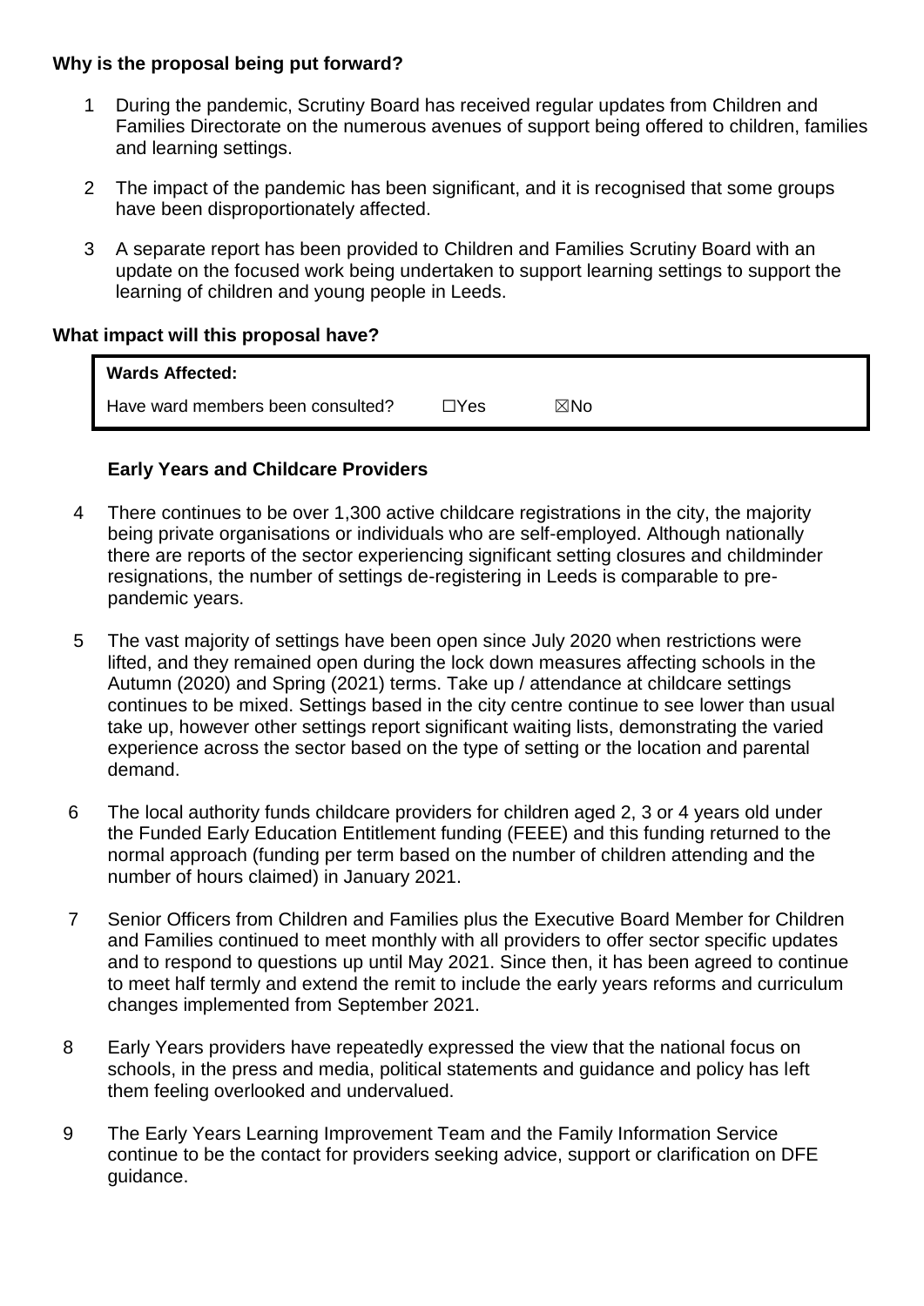**Why is the proposal being put forward?**

1. During the pandemic, Scrutiny Board has received regular updates from Children and Families Directorate on the numerous avenues of support being offered to children, families and learning settings.

2. The impact of the pandemic has been significant, and it is recognised that some groups have been disproportionately affected.

3. A separate report has been provided to Children and Families Scrutiny Board with an update on the focused work being undertaken to support learning settings to support the learning of children and young people in Leeds.

**What impact will this proposal have?**

| **Wards Affected:** | | |
|---|---|---|
| Have ward members been consulted? | ☐Yes | ☒No |

**Early Years and Childcare Providers**

4. There continues to be over 1,300 active childcare registrations in the city, the majority being private organisations or individuals who are self-employed. Although nationally there are reports of the sector experiencing significant setting closures and childminder resignations, the number of settings de-registering in Leeds is comparable to pre-pandemic years.

5. The vast majority of settings have been open since July 2020 when restrictions were lifted, and they remained open during the lock down measures affecting schools in the Autumn (2020) and Spring (2021) terms. Take up / attendance at childcare settings continues to be mixed. Settings based in the city centre continue to see lower than usual take up, however other settings report significant waiting lists, demonstrating the varied experience across the sector based on the type of setting or the location and parental demand.

6. The local authority funds childcare providers for children aged 2, 3 or 4 years old under the Funded Early Education Entitlement funding (FEEE) and this funding returned to the normal approach (funding per term based on the number of children attending and the number of hours claimed) in January 2021.

7. Senior Officers from Children and Families plus the Executive Board Member for Children and Families continued to meet monthly with all providers to offer sector specific updates and to respond to questions up until May 2021. Since then, it has been agreed to continue to meet half termly and extend the remit to include the early years reforms and curriculum changes implemented from September 2021.

8. Early Years providers have repeatedly expressed the view that the national focus on schools, in the press and media, political statements and guidance and policy has left them feeling overlooked and undervalued.

9. The Early Years Learning Improvement Team and the Family Information Service continue to be the contact for providers seeking advice, support or clarification on DFE guidance.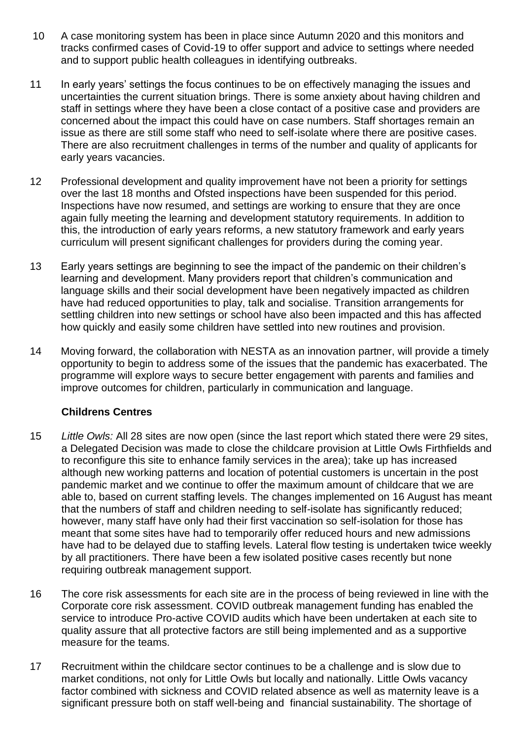10 A case monitoring system has been in place since Autumn 2020 and this monitors and tracks confirmed cases of Covid-19 to offer support and advice to settings where needed and to support public health colleagues in identifying outbreaks.

11 In early years' settings the focus continues to be on effectively managing the issues and uncertainties the current situation brings. There is some anxiety about having children and staff in settings where they have been a close contact of a positive case and providers are concerned about the impact this could have on case numbers. Staff shortages remain an issue as there are still some staff who need to self-isolate where there are positive cases. There are also recruitment challenges in terms of the number and quality of applicants for early years vacancies.

12 Professional development and quality improvement have not been a priority for settings over the last 18 months and Ofsted inspections have been suspended for this period. Inspections have now resumed, and settings are working to ensure that they are once again fully meeting the learning and development statutory requirements. In addition to this, the introduction of early years reforms, a new statutory framework and early years curriculum will present significant challenges for providers during the coming year.

13 Early years settings are beginning to see the impact of the pandemic on their children's learning and development. Many providers report that children's communication and language skills and their social development have been negatively impacted as children have had reduced opportunities to play, talk and socialise. Transition arrangements for settling children into new settings or school have also been impacted and this has affected how quickly and easily some children have settled into new routines and provision.

14 Moving forward, the collaboration with NESTA as an innovation partner, will provide a timely opportunity to begin to address some of the issues that the pandemic has exacerbated. The programme will explore ways to secure better engagement with parents and families and improve outcomes for children, particularly in communication and language.

**Childrens Centres**

15 *Little Owls:* All 28 sites are now open (since the last report which stated there were 29 sites, a Delegated Decision was made to close the childcare provision at Little Owls Firthfields and to reconfigure this site to enhance family services in the area); take up has increased although new working patterns and location of potential customers is uncertain in the post pandemic market and we continue to offer the maximum amount of childcare that we are able to, based on current staffing levels. The changes implemented on 16 August has meant that the numbers of staff and children needing to self-isolate has significantly reduced; however, many staff have only had their first vaccination so self-isolation for those has meant that some sites have had to temporarily offer reduced hours and new admissions have had to be delayed due to staffing levels. Lateral flow testing is undertaken twice weekly by all practitioners. There have been a few isolated positive cases recently but none requiring outbreak management support.

16 The core risk assessments for each site are in the process of being reviewed in line with the Corporate core risk assessment. COVID outbreak management funding has enabled the service to introduce Pro-active COVID audits which have been undertaken at each site to quality assure that all protective factors are still being implemented and as a supportive measure for the teams.

17 Recruitment within the childcare sector continues to be a challenge and is slow due to market conditions, not only for Little Owls but locally and nationally. Little Owls vacancy factor combined with sickness and COVID related absence as well as maternity leave is a significant pressure both on staff well-being and financial sustainability. The shortage of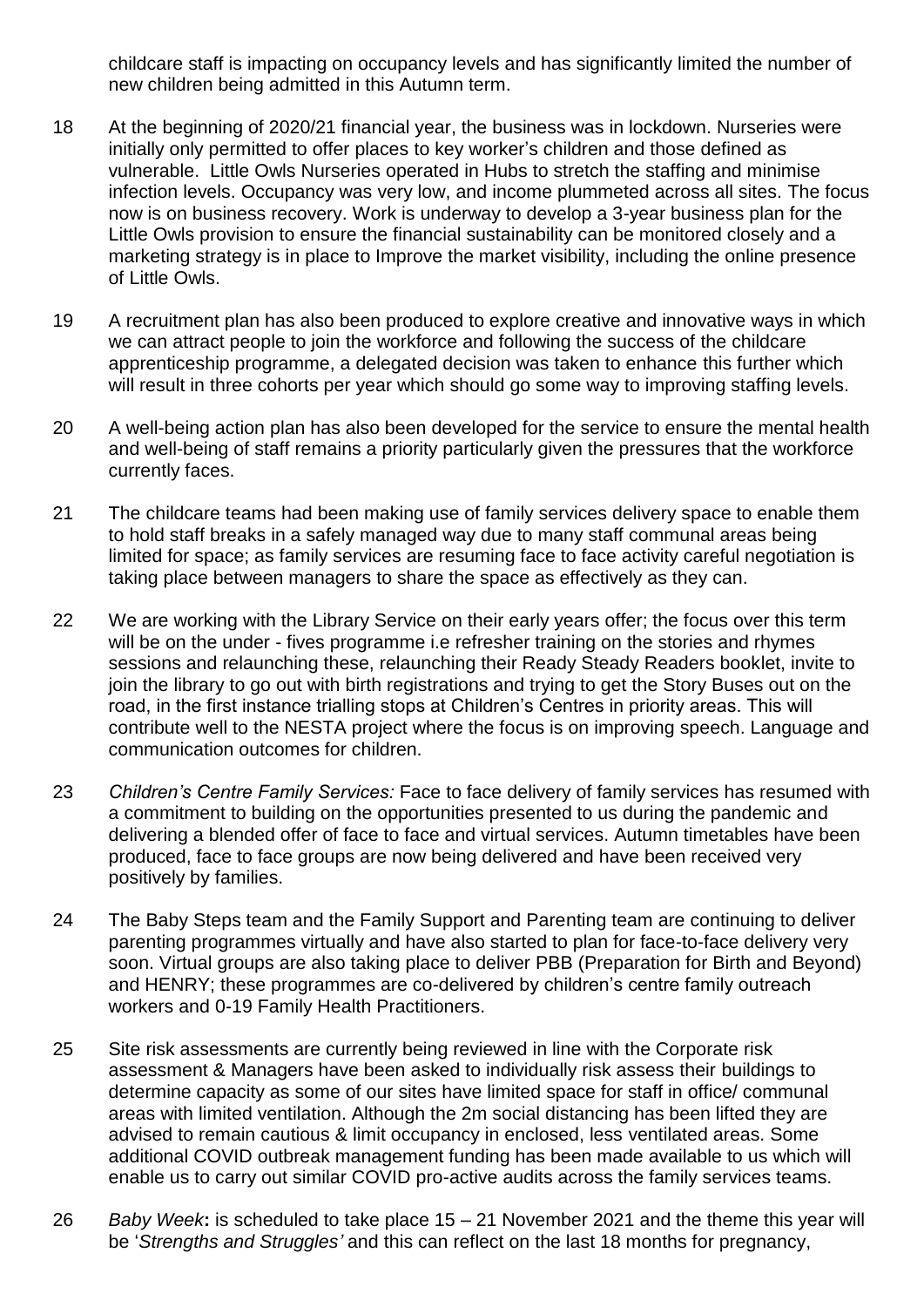childcare staff is impacting on occupancy levels and has significantly limited the number of new children being admitted in this Autumn term.

18 At the beginning of 2020/21 financial year, the business was in lockdown. Nurseries were initially only permitted to offer places to key worker's children and those defined as vulnerable. Little Owls Nurseries operated in Hubs to stretch the staffing and minimise infection levels. Occupancy was very low, and income plummeted across all sites. The focus now is on business recovery. Work is underway to develop a 3-year business plan for the Little Owls provision to ensure the financial sustainability can be monitored closely and a marketing strategy is in place to Improve the market visibility, including the online presence of Little Owls.

19 A recruitment plan has also been produced to explore creative and innovative ways in which we can attract people to join the workforce and following the success of the childcare apprenticeship programme, a delegated decision was taken to enhance this further which will result in three cohorts per year which should go some way to improving staffing levels.

20 A well-being action plan has also been developed for the service to ensure the mental health and well-being of staff remains a priority particularly given the pressures that the workforce currently faces.

21 The childcare teams had been making use of family services delivery space to enable them to hold staff breaks in a safely managed way due to many staff communal areas being limited for space; as family services are resuming face to face activity careful negotiation is taking place between managers to share the space as effectively as they can.

22 We are working with the Library Service on their early years offer; the focus over this term will be on the under - fives programme i.e refresher training on the stories and rhymes sessions and relaunching these, relaunching their Ready Steady Readers booklet, invite to join the library to go out with birth registrations and trying to get the Story Buses out on the road, in the first instance trialling stops at Children's Centres in priority areas. This will contribute well to the NESTA project where the focus is on improving speech. Language and communication outcomes for children.

23 *Children's Centre Family Services:* Face to face delivery of family services has resumed with a commitment to building on the opportunities presented to us during the pandemic and delivering a blended offer of face to face and virtual services. Autumn timetables have been produced, face to face groups are now being delivered and have been received very positively by families.

24 The Baby Steps team and the Family Support and Parenting team are continuing to deliver parenting programmes virtually and have also started to plan for face-to-face delivery very soon. Virtual groups are also taking place to deliver PBB (Preparation for Birth and Beyond) and HENRY; these programmes are co-delivered by children's centre family outreach workers and 0-19 Family Health Practitioners.

25 Site risk assessments are currently being reviewed in line with the Corporate risk assessment & Managers have been asked to individually risk assess their buildings to determine capacity as some of our sites have limited space for staff in office/ communal areas with limited ventilation. Although the 2m social distancing has been lifted they are advised to remain cautious & limit occupancy in enclosed, less ventilated areas. Some additional COVID outbreak management funding has been made available to us which will enable us to carry out similar COVID pro-active audits across the family services teams.

26 *Baby Week***:** is scheduled to take place 15 – 21 November 2021 and the theme this year will be '*Strengths and Struggles'* and this can reflect on the last 18 months for pregnancy,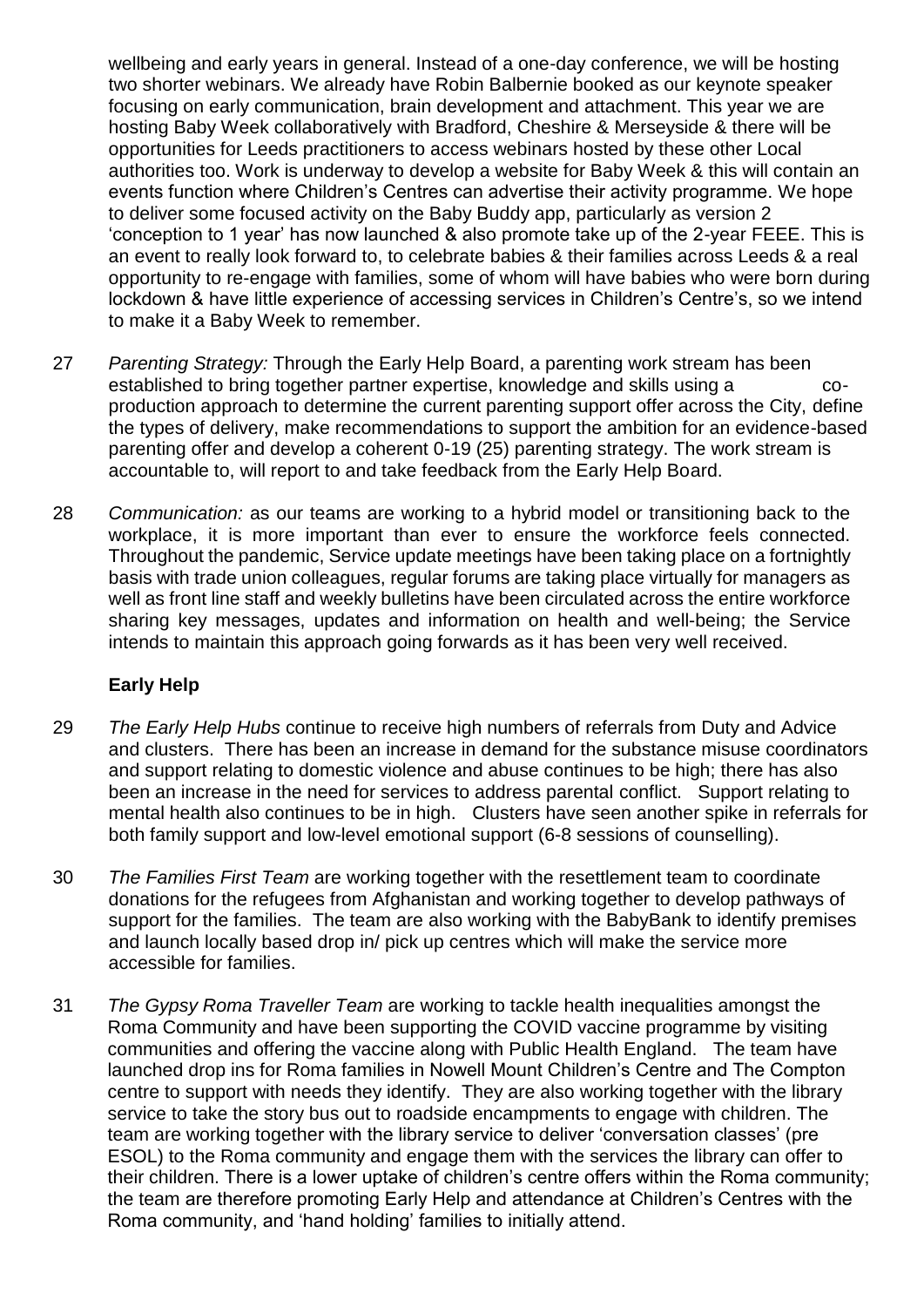wellbeing and early years in general. Instead of a one-day conference, we will be hosting two shorter webinars. We already have Robin Balbernie booked as our keynote speaker focusing on early communication, brain development and attachment. This year we are hosting Baby Week collaboratively with Bradford, Cheshire & Merseyside & there will be opportunities for Leeds practitioners to access webinars hosted by these other Local authorities too. Work is underway to develop a website for Baby Week & this will contain an events function where Children's Centres can advertise their activity programme. We hope to deliver some focused activity on the Baby Buddy app, particularly as version 2 'conception to 1 year' has now launched & also promote take up of the 2-year FEEE. This is an event to really look forward to, to celebrate babies & their families across Leeds & a real opportunity to re-engage with families, some of whom will have babies who were born during lockdown & have little experience of accessing services in Children's Centre's, so we intend to make it a Baby Week to remember.

27 *Parenting Strategy:* Through the Early Help Board, a parenting work stream has been established to bring together partner expertise, knowledge and skills using a co-production approach to determine the current parenting support offer across the City, define the types of delivery, make recommendations to support the ambition for an evidence-based parenting offer and develop a coherent 0-19 (25) parenting strategy. The work stream is accountable to, will report to and take feedback from the Early Help Board.

28 *Communication:* as our teams are working to a hybrid model or transitioning back to the workplace, it is more important than ever to ensure the workforce feels connected. Throughout the pandemic, Service update meetings have been taking place on a fortnightly basis with trade union colleagues, regular forums are taking place virtually for managers as well as front line staff and weekly bulletins have been circulated across the entire workforce sharing key messages, updates and information on health and well-being; the Service intends to maintain this approach going forwards as it has been very well received.

**Early Help**

29 *The Early Help Hubs* continue to receive high numbers of referrals from Duty and Advice and clusters. There has been an increase in demand for the substance misuse coordinators and support relating to domestic violence and abuse continues to be high; there has also been an increase in the need for services to address parental conflict. Support relating to mental health also continues to be in high. Clusters have seen another spike in referrals for both family support and low-level emotional support (6-8 sessions of counselling).

30 *The Families First Team* are working together with the resettlement team to coordinate donations for the refugees from Afghanistan and working together to develop pathways of support for the families. The team are also working with the BabyBank to identify premises and launch locally based drop in/ pick up centres which will make the service more accessible for families.

31 *The Gypsy Roma Traveller Team* are working to tackle health inequalities amongst the Roma Community and have been supporting the COVID vaccine programme by visiting communities and offering the vaccine along with Public Health England. The team have launched drop ins for Roma families in Nowell Mount Children's Centre and The Compton centre to support with needs they identify. They are also working together with the library service to take the story bus out to roadside encampments to engage with children. The team are working together with the library service to deliver 'conversation classes' (pre ESOL) to the Roma community and engage them with the services the library can offer to their children. There is a lower uptake of children's centre offers within the Roma community; the team are therefore promoting Early Help and attendance at Children's Centres with the Roma community, and 'hand holding' families to initially attend.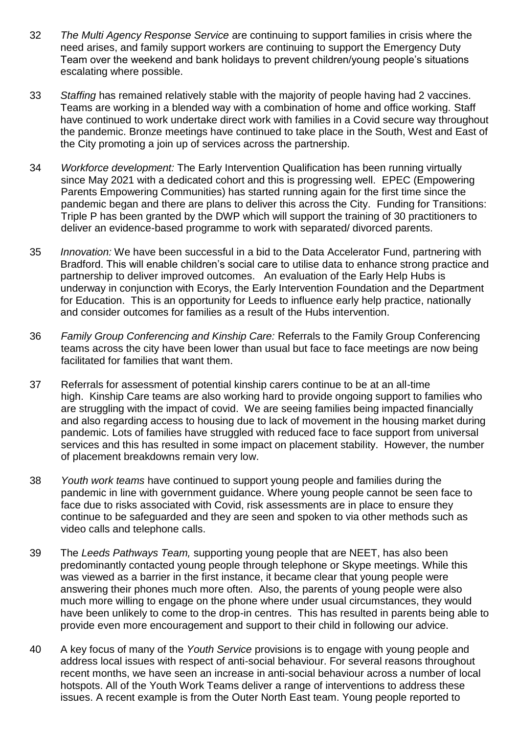32 *The Multi Agency Response Service* are continuing to support families in crisis where the need arises, and family support workers are continuing to support the Emergency Duty Team over the weekend and bank holidays to prevent children/young people's situations escalating where possible.

33 *Staffing* has remained relatively stable with the majority of people having had 2 vaccines. Teams are working in a blended way with a combination of home and office working. Staff have continued to work undertake direct work with families in a Covid secure way throughout the pandemic. Bronze meetings have continued to take place in the South, West and East of the City promoting a join up of services across the partnership.

34 *Workforce development:* The Early Intervention Qualification has been running virtually since May 2021 with a dedicated cohort and this is progressing well. EPEC (Empowering Parents Empowering Communities) has started running again for the first time since the pandemic began and there are plans to deliver this across the City. Funding for Transitions: Triple P has been granted by the DWP which will support the training of 30 practitioners to deliver an evidence-based programme to work with separated/ divorced parents.

35 *Innovation:* We have been successful in a bid to the Data Accelerator Fund, partnering with Bradford. This will enable children's social care to utilise data to enhance strong practice and partnership to deliver improved outcomes. An evaluation of the Early Help Hubs is underway in conjunction with Ecorys, the Early Intervention Foundation and the Department for Education. This is an opportunity for Leeds to influence early help practice, nationally and consider outcomes for families as a result of the Hubs intervention.

36 *Family Group Conferencing and Kinship Care:* Referrals to the Family Group Conferencing teams across the city have been lower than usual but face to face meetings are now being facilitated for families that want them.

37 Referrals for assessment of potential kinship carers continue to be at an all-time high. Kinship Care teams are also working hard to provide ongoing support to families who are struggling with the impact of covid. We are seeing families being impacted financially and also regarding access to housing due to lack of movement in the housing market during pandemic. Lots of families have struggled with reduced face to face support from universal services and this has resulted in some impact on placement stability. However, the number of placement breakdowns remain very low.

38 *Youth work teams* have continued to support young people and families during the pandemic in line with government guidance. Where young people cannot be seen face to face due to risks associated with Covid, risk assessments are in place to ensure they continue to be safeguarded and they are seen and spoken to via other methods such as video calls and telephone calls.

39 The *Leeds Pathways Team,* supporting young people that are NEET, has also been predominantly contacted young people through telephone or Skype meetings. While this was viewed as a barrier in the first instance, it became clear that young people were answering their phones much more often. Also, the parents of young people were also much more willing to engage on the phone where under usual circumstances, they would have been unlikely to come to the drop-in centres. This has resulted in parents being able to provide even more encouragement and support to their child in following our advice.

40 A key focus of many of the *Youth Service* provisions is to engage with young people and address local issues with respect of anti-social behaviour. For several reasons throughout recent months, we have seen an increase in anti-social behaviour across a number of local hotspots. All of the Youth Work Teams deliver a range of interventions to address these issues. A recent example is from the Outer North East team. Young people reported to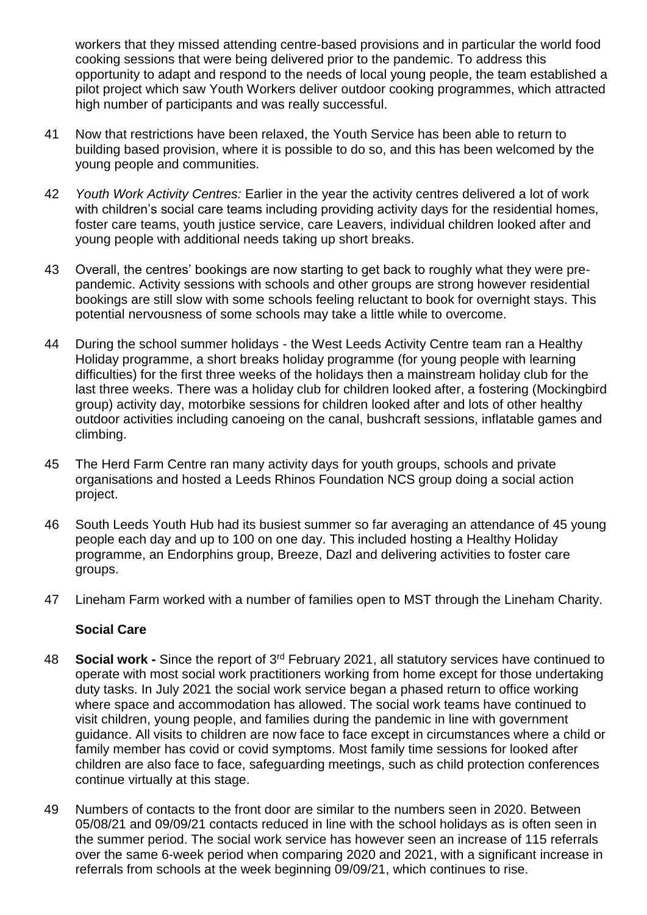workers that they missed attending centre-based provisions and in particular the world food cooking sessions that were being delivered prior to the pandemic. To address this opportunity to adapt and respond to the needs of local young people, the team established a pilot project which saw Youth Workers deliver outdoor cooking programmes, which attracted high number of participants and was really successful.

41 Now that restrictions have been relaxed, the Youth Service has been able to return to building based provision, where it is possible to do so, and this has been welcomed by the young people and communities.

42 *Youth Work Activity Centres:* Earlier in the year the activity centres delivered a lot of work with children's social care teams including providing activity days for the residential homes, foster care teams, youth justice service, care Leavers, individual children looked after and young people with additional needs taking up short breaks.

43 Overall, the centres' bookings are now starting to get back to roughly what they were pre-pandemic. Activity sessions with schools and other groups are strong however residential bookings are still slow with some schools feeling reluctant to book for overnight stays. This potential nervousness of some schools may take a little while to overcome.

44 During the school summer holidays - the West Leeds Activity Centre team ran a Healthy Holiday programme, a short breaks holiday programme (for young people with learning difficulties) for the first three weeks of the holidays then a mainstream holiday club for the last three weeks. There was a holiday club for children looked after, a fostering (Mockingbird group) activity day, motorbike sessions for children looked after and lots of other healthy outdoor activities including canoeing on the canal, bushcraft sessions, inflatable games and climbing.

45 The Herd Farm Centre ran many activity days for youth groups, schools and private organisations and hosted a Leeds Rhinos Foundation NCS group doing a social action project.

46 South Leeds Youth Hub had its busiest summer so far averaging an attendance of 45 young people each day and up to 100 on one day. This included hosting a Healthy Holiday programme, an Endorphins group, Breeze, Dazl and delivering activities to foster care groups.

47 Lineham Farm worked with a number of families open to MST through the Lineham Charity.

### Social Care

48 **Social work -** Since the report of 3rd February 2021, all statutory services have continued to operate with most social work practitioners working from home except for those undertaking duty tasks. In July 2021 the social work service began a phased return to office working where space and accommodation has allowed. The social work teams have continued to visit children, young people, and families during the pandemic in line with government guidance. All visits to children are now face to face except in circumstances where a child or family member has covid or covid symptoms. Most family time sessions for looked after children are also face to face, safeguarding meetings, such as child protection conferences continue virtually at this stage.

49 Numbers of contacts to the front door are similar to the numbers seen in 2020. Between 05/08/21 and 09/09/21 contacts reduced in line with the school holidays as is often seen in the summer period. The social work service has however seen an increase of 115 referrals over the same 6-week period when comparing 2020 and 2021, with a significant increase in referrals from schools at the week beginning 09/09/21, which continues to rise.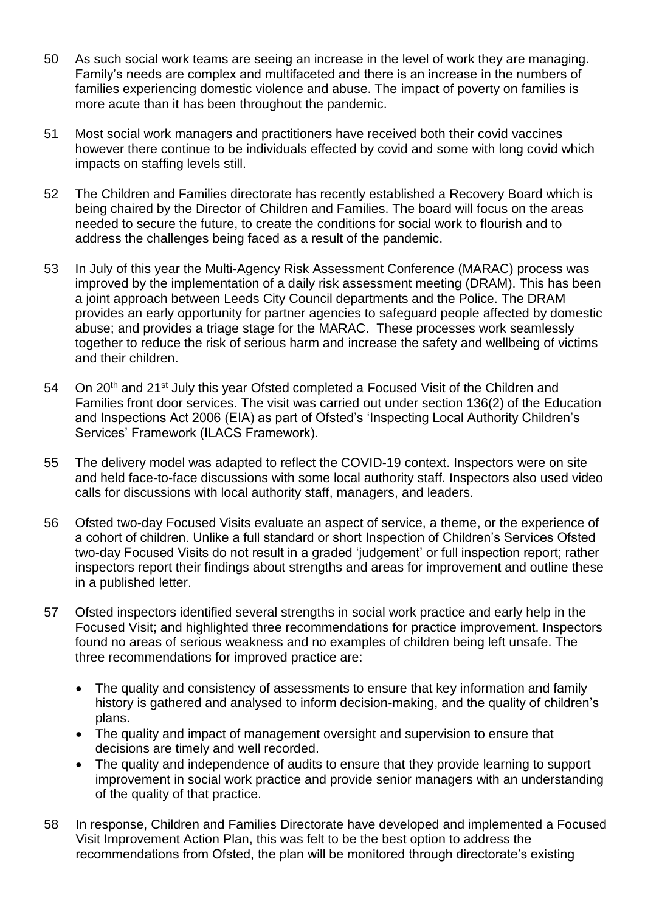50 As such social work teams are seeing an increase in the level of work they are managing. Family's needs are complex and multifaceted and there is an increase in the numbers of families experiencing domestic violence and abuse. The impact of poverty on families is more acute than it has been throughout the pandemic.

51 Most social work managers and practitioners have received both their covid vaccines however there continue to be individuals effected by covid and some with long covid which impacts on staffing levels still.

52 The Children and Families directorate has recently established a Recovery Board which is being chaired by the Director of Children and Families. The board will focus on the areas needed to secure the future, to create the conditions for social work to flourish and to address the challenges being faced as a result of the pandemic.

53 In July of this year the Multi-Agency Risk Assessment Conference (MARAC) process was improved by the implementation of a daily risk assessment meeting (DRAM). This has been a joint approach between Leeds City Council departments and the Police. The DRAM provides an early opportunity for partner agencies to safeguard people affected by domestic abuse; and provides a triage stage for the MARAC. These processes work seamlessly together to reduce the risk of serious harm and increase the safety and wellbeing of victims and their children.

54 On 20th and 21st July this year Ofsted completed a Focused Visit of the Children and Families front door services. The visit was carried out under section 136(2) of the Education and Inspections Act 2006 (EIA) as part of Ofsted's 'Inspecting Local Authority Children's Services' Framework (ILACS Framework).

55 The delivery model was adapted to reflect the COVID-19 context. Inspectors were on site and held face-to-face discussions with some local authority staff. Inspectors also used video calls for discussions with local authority staff, managers, and leaders.

56 Ofsted two-day Focused Visits evaluate an aspect of service, a theme, or the experience of a cohort of children. Unlike a full standard or short Inspection of Children's Services Ofsted two-day Focused Visits do not result in a graded 'judgement' or full inspection report; rather inspectors report their findings about strengths and areas for improvement and outline these in a published letter.

57 Ofsted inspectors identified several strengths in social work practice and early help in the Focused Visit; and highlighted three recommendations for practice improvement. Inspectors found no areas of serious weakness and no examples of children being left unsafe. The three recommendations for improved practice are:

- The quality and consistency of assessments to ensure that key information and family history is gathered and analysed to inform decision-making, and the quality of children's plans.
- The quality and impact of management oversight and supervision to ensure that decisions are timely and well recorded.
- The quality and independence of audits to ensure that they provide learning to support improvement in social work practice and provide senior managers with an understanding of the quality of that practice.

58 In response, Children and Families Directorate have developed and implemented a Focused Visit Improvement Action Plan, this was felt to be the best option to address the recommendations from Ofsted, the plan will be monitored through directorate's existing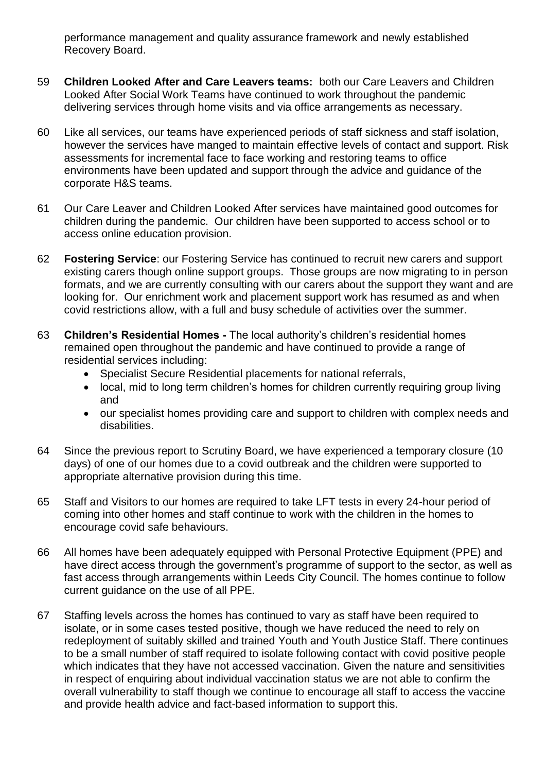performance management and quality assurance framework and newly established Recovery Board.

59 **Children Looked After and Care Leavers teams:** both our Care Leavers and Children Looked After Social Work Teams have continued to work throughout the pandemic delivering services through home visits and via office arrangements as necessary.

60 Like all services, our teams have experienced periods of staff sickness and staff isolation, however the services have manged to maintain effective levels of contact and support. Risk assessments for incremental face to face working and restoring teams to office environments have been updated and support through the advice and guidance of the corporate H&S teams.

61 Our Care Leaver and Children Looked After services have maintained good outcomes for children during the pandemic. Our children have been supported to access school or to access online education provision.

62 **Fostering Service**: our Fostering Service has continued to recruit new carers and support existing carers though online support groups. Those groups are now migrating to in person formats, and we are currently consulting with our carers about the support they want and are looking for. Our enrichment work and placement support work has resumed as and when covid restrictions allow, with a full and busy schedule of activities over the summer.

63 **Children's Residential Homes -** The local authority's children's residential homes remained open throughout the pandemic and have continued to provide a range of residential services including:

- Specialist Secure Residential placements for national referrals,
- local, mid to long term children's homes for children currently requiring group living and
- our specialist homes providing care and support to children with complex needs and disabilities.

64 Since the previous report to Scrutiny Board, we have experienced a temporary closure (10 days) of one of our homes due to a covid outbreak and the children were supported to appropriate alternative provision during this time.

65 Staff and Visitors to our homes are required to take LFT tests in every 24-hour period of coming into other homes and staff continue to work with the children in the homes to encourage covid safe behaviours.

66 All homes have been adequately equipped with Personal Protective Equipment (PPE) and have direct access through the government's programme of support to the sector, as well as fast access through arrangements within Leeds City Council. The homes continue to follow current guidance on the use of all PPE.

67 Staffing levels across the homes has continued to vary as staff have been required to isolate, or in some cases tested positive, though we have reduced the need to rely on redeployment of suitably skilled and trained Youth and Youth Justice Staff. There continues to be a small number of staff required to isolate following contact with covid positive people which indicates that they have not accessed vaccination. Given the nature and sensitivities in respect of enquiring about individual vaccination status we are not able to confirm the overall vulnerability to staff though we continue to encourage all staff to access the vaccine and provide health advice and fact-based information to support this.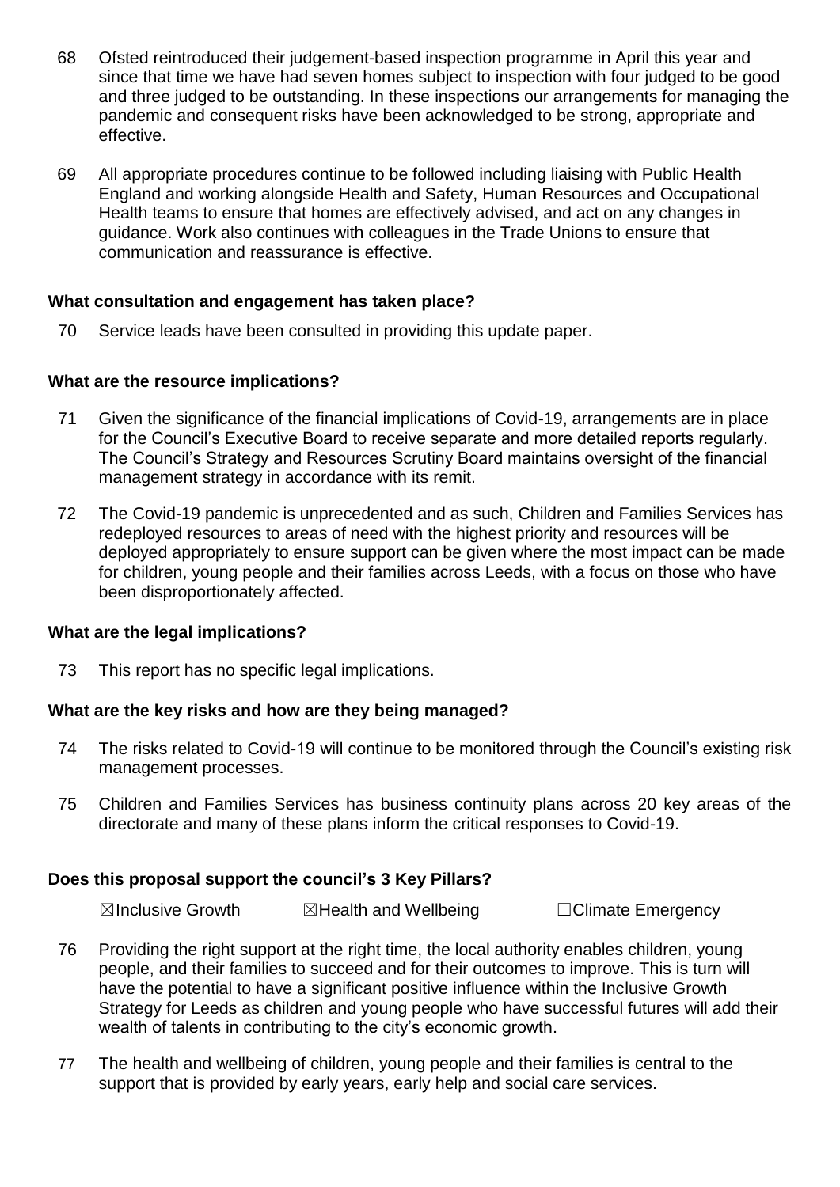68 Ofsted reintroduced their judgement-based inspection programme in April this year and since that time we have had seven homes subject to inspection with four judged to be good and three judged to be outstanding. In these inspections our arrangements for managing the pandemic and consequent risks have been acknowledged to be strong, appropriate and effective.

69 All appropriate procedures continue to be followed including liaising with Public Health England and working alongside Health and Safety, Human Resources and Occupational Health teams to ensure that homes are effectively advised, and act on any changes in guidance. Work also continues with colleagues in the Trade Unions to ensure that communication and reassurance is effective.

**What consultation and engagement has taken place?**

70 Service leads have been consulted in providing this update paper.

**What are the resource implications?**

71 Given the significance of the financial implications of Covid-19, arrangements are in place for the Council's Executive Board to receive separate and more detailed reports regularly. The Council's Strategy and Resources Scrutiny Board maintains oversight of the financial management strategy in accordance with its remit.

72 The Covid-19 pandemic is unprecedented and as such, Children and Families Services has redeployed resources to areas of need with the highest priority and resources will be deployed appropriately to ensure support can be given where the most impact can be made for children, young people and their families across Leeds, with a focus on those who have been disproportionately affected.

**What are the legal implications?**

73 This report has no specific legal implications.

**What are the key risks and how are they being managed?**

74 The risks related to Covid-19 will continue to be monitored through the Council's existing risk management processes.

75 Children and Families Services has business continuity plans across 20 key areas of the directorate and many of these plans inform the critical responses to Covid-19.

**Does this proposal support the council's 3 Key Pillars?**

☒Inclusive Growth ☒Health and Wellbeing ☐Climate Emergency

76 Providing the right support at the right time, the local authority enables children, young people, and their families to succeed and for their outcomes to improve. This is turn will have the potential to have a significant positive influence within the Inclusive Growth Strategy for Leeds as children and young people who have successful futures will add their wealth of talents in contributing to the city's economic growth.

77 The health and wellbeing of children, young people and their families is central to the support that is provided by early years, early help and social care services.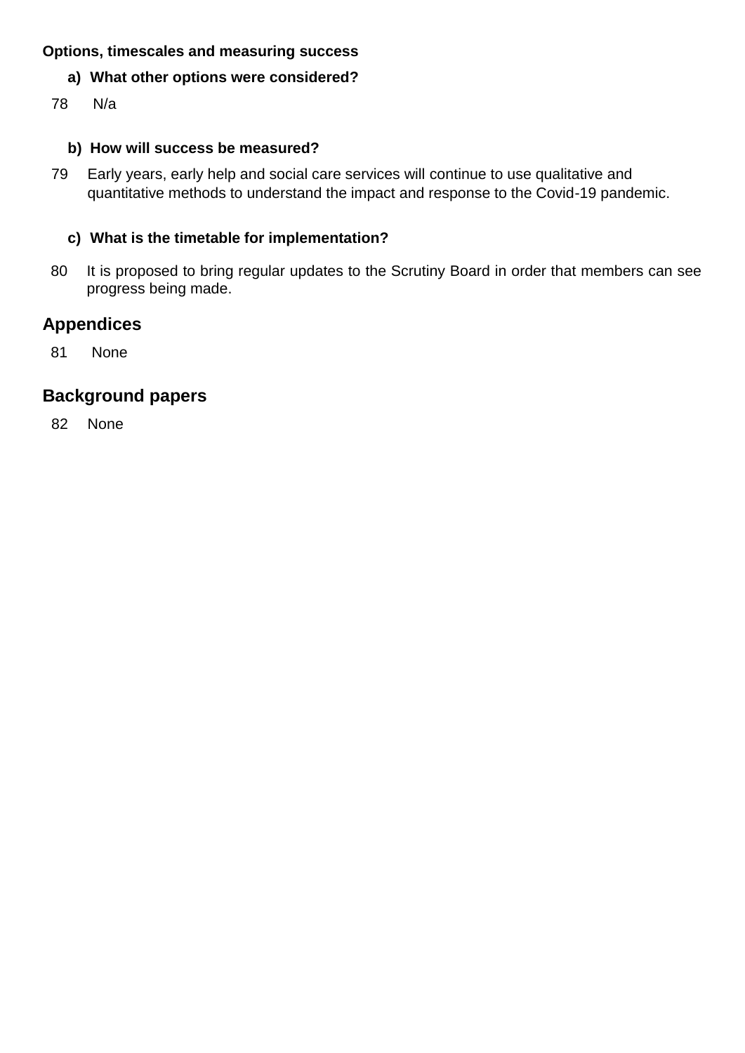**Options, timescales and measuring success**

**a) What other options were considered?**

78 N/a

**b) How will success be measured?**

79 Early years, early help and social care services will continue to use qualitative and quantitative methods to understand the impact and response to the Covid-19 pandemic.

**c) What is the timetable for implementation?**

80 It is proposed to bring regular updates to the Scrutiny Board in order that members can see progress being made.

## Appendices

81 None

## Background papers

82 None